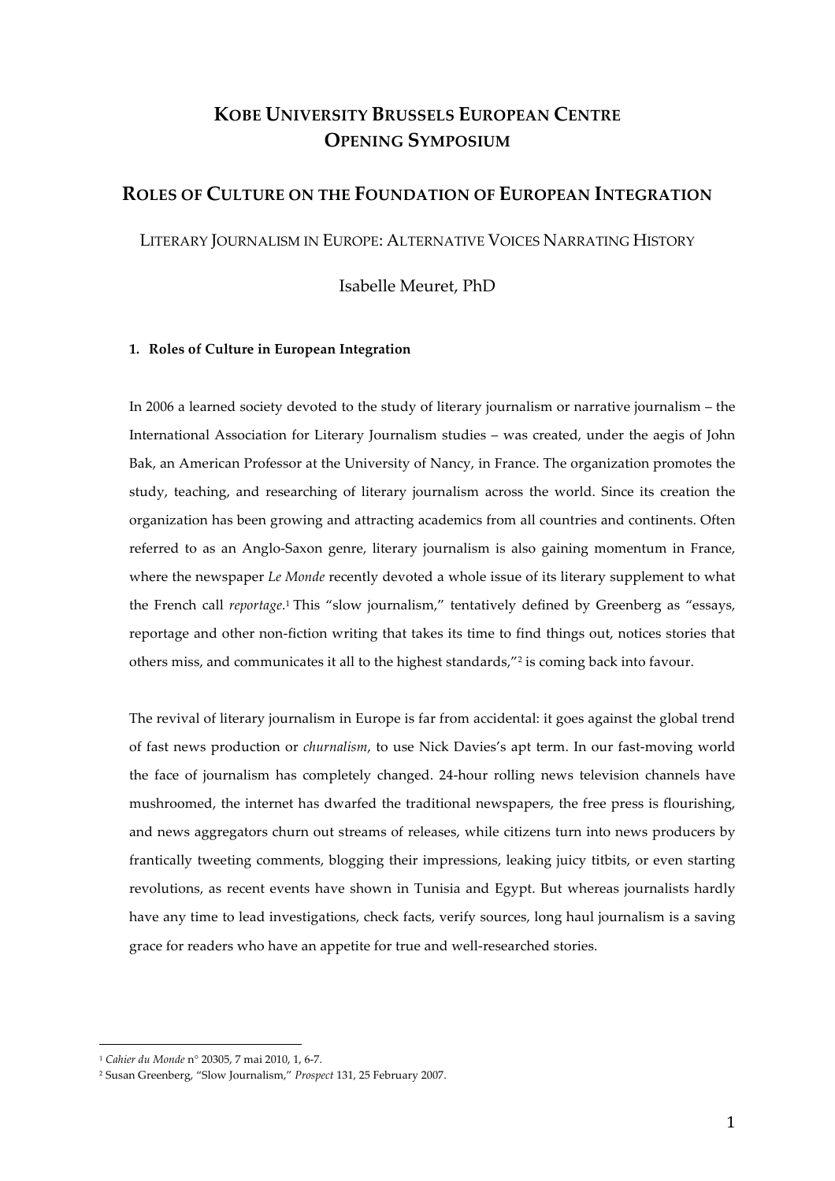# KOBE UNIVERSITY BRUSSELS EUROPEAN CENTRE OPENING SYMPOSIUM

## ROLES OF CULTURE ON THE FOUNDATION OF EUROPEAN INTEGRATION

LITERARY JOURNALISM IN EUROPE: ALTERNATIVE VOICES NARRATING HISTORY

Isabelle Meuret, PhD

### 1. Roles of Culture in European Integration

In 2006 a learned society devoted to the study of literary journalism or narrative journalism – the International Association for Literary Journalism studies – was created, under the aegis of John Bak, an American Professor at the University of Nancy, in France. The organization promotes the study, teaching, and researching of literary journalism across the world. Since its creation the organization has been growing and attracting academics from all countries and continents. Often referred to as an Anglo-Saxon genre, literary journalism is also gaining momentum in France, where the newspaper *Le Monde* recently devoted a whole issue of its literary supplement to what the French call *reportage*.[1] This "slow journalism," tentatively defined by Greenberg as "essays, reportage and other non-fiction writing that takes its time to find things out, notices stories that others miss, and communicates it all to the highest standards,"[2] is coming back into favour.

The revival of literary journalism in Europe is far from accidental: it goes against the global trend of fast news production or *churnalism*, to use Nick Davies's apt term. In our fast-moving world the face of journalism has completely changed. 24-hour rolling news television channels have mushroomed, the internet has dwarfed the traditional newspapers, the free press is flourishing, and news aggregators churn out streams of releases, while citizens turn into news producers by frantically tweeting comments, blogging their impressions, leaking juicy titbits, or even starting revolutions, as recent events have shown in Tunisia and Egypt. But whereas journalists hardly have any time to lead investigations, check facts, verify sources, long haul journalism is a saving grace for readers who have an appetite for true and well-researched stories.

---

[1] *Cahier du Monde* n° 20305, 7 mai 2010, 1, 6-7.

[2] Susan Greenberg, "Slow Journalism," *Prospect* 131, 25 February 2007.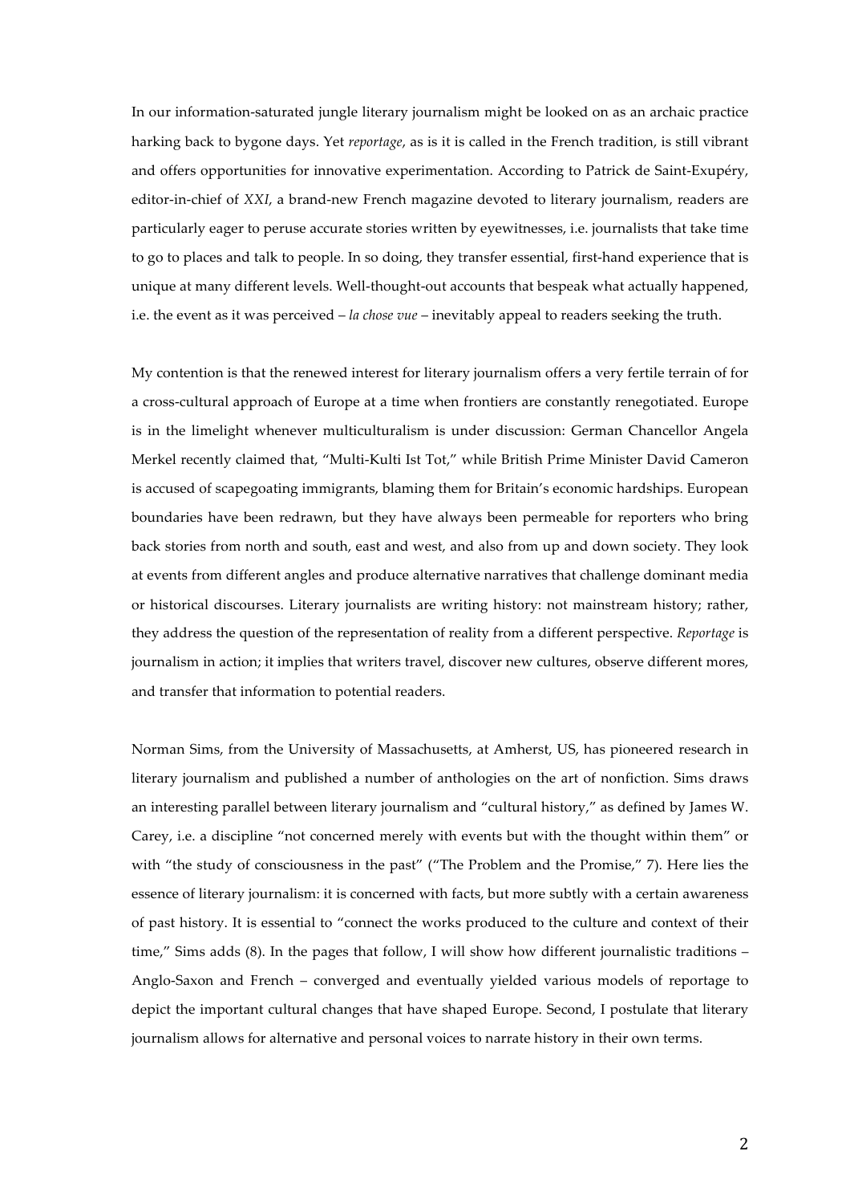In our information-saturated jungle literary journalism might be looked on as an archaic practice harking back to bygone days. Yet *reportage*, as is it is called in the French tradition, is still vibrant and offers opportunities for innovative experimentation. According to Patrick de Saint-Exupéry, editor-in-chief of *XXI*, a brand-new French magazine devoted to literary journalism, readers are particularly eager to peruse accurate stories written by eyewitnesses, i.e. journalists that take time to go to places and talk to people. In so doing, they transfer essential, first-hand experience that is unique at many different levels. Well-thought-out accounts that bespeak what actually happened, i.e. the event as it was perceived – *la chose vue* – inevitably appeal to readers seeking the truth.

My contention is that the renewed interest for literary journalism offers a very fertile terrain of for a cross-cultural approach of Europe at a time when frontiers are constantly renegotiated. Europe is in the limelight whenever multiculturalism is under discussion: German Chancellor Angela Merkel recently claimed that, "Multi-Kulti Ist Tot," while British Prime Minister David Cameron is accused of scapegoating immigrants, blaming them for Britain's economic hardships. European boundaries have been redrawn, but they have always been permeable for reporters who bring back stories from north and south, east and west, and also from up and down society. They look at events from different angles and produce alternative narratives that challenge dominant media or historical discourses. Literary journalists are writing history: not mainstream history; rather, they address the question of the representation of reality from a different perspective. *Reportage* is journalism in action; it implies that writers travel, discover new cultures, observe different mores, and transfer that information to potential readers.

Norman Sims, from the University of Massachusetts, at Amherst, US, has pioneered research in literary journalism and published a number of anthologies on the art of nonfiction. Sims draws an interesting parallel between literary journalism and "cultural history," as defined by James W. Carey, i.e. a discipline "not concerned merely with events but with the thought within them" or with "the study of consciousness in the past" ("The Problem and the Promise," 7). Here lies the essence of literary journalism: it is concerned with facts, but more subtly with a certain awareness of past history. It is essential to "connect the works produced to the culture and context of their time," Sims adds (8). In the pages that follow, I will show how different journalistic traditions – Anglo-Saxon and French – converged and eventually yielded various models of reportage to depict the important cultural changes that have shaped Europe. Second, I postulate that literary journalism allows for alternative and personal voices to narrate history in their own terms.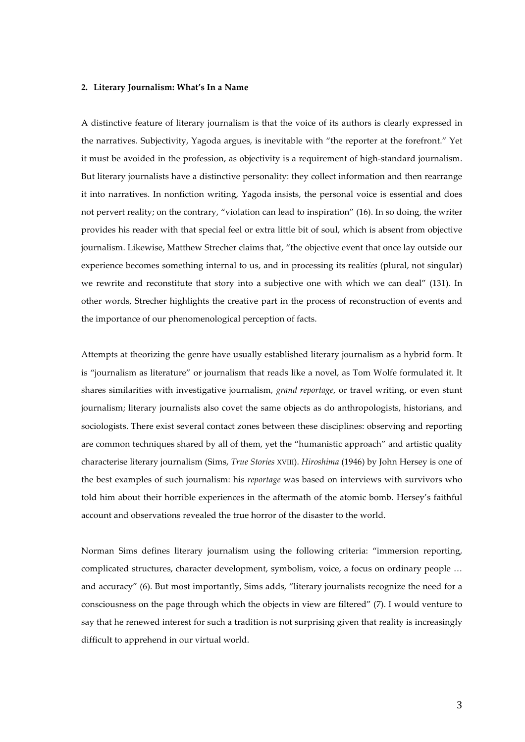## 2. Literary Journalism: What's In a Name

A distinctive feature of literary journalism is that the voice of its authors is clearly expressed in the narratives. Subjectivity, Yagoda argues, is inevitable with "the reporter at the forefront." Yet it must be avoided in the profession, as objectivity is a requirement of high-standard journalism. But literary journalists have a distinctive personality: they collect information and then rearrange it into narratives. In nonfiction writing, Yagoda insists, the personal voice is essential and does not pervert reality; on the contrary, "violation can lead to inspiration" (16). In so doing, the writer provides his reader with that special feel or extra little bit of soul, which is absent from objective journalism. Likewise, Matthew Strecher claims that, "the objective event that once lay outside our experience becomes something internal to us, and in processing its realit*ies* (plural, not singular) we rewrite and reconstitute that story into a subjective one with which we can deal" (131). In other words, Strecher highlights the creative part in the process of reconstruction of events and the importance of our phenomenological perception of facts.

Attempts at theorizing the genre have usually established literary journalism as a hybrid form. It is "journalism as literature" or journalism that reads like a novel, as Tom Wolfe formulated it. It shares similarities with investigative journalism, *grand reportage*, or travel writing, or even stunt journalism; literary journalists also covet the same objects as do anthropologists, historians, and sociologists. There exist several contact zones between these disciplines: observing and reporting are common techniques shared by all of them, yet the "humanistic approach" and artistic quality characterise literary journalism (Sims, *True Stories* XVIII). *Hiroshima* (1946) by John Hersey is one of the best examples of such journalism: his *reportage* was based on interviews with survivors who told him about their horrible experiences in the aftermath of the atomic bomb. Hersey's faithful account and observations revealed the true horror of the disaster to the world.

Norman Sims defines literary journalism using the following criteria: "immersion reporting, complicated structures, character development, symbolism, voice, a focus on ordinary people … and accuracy" (6). But most importantly, Sims adds, "literary journalists recognize the need for a consciousness on the page through which the objects in view are filtered" (7). I would venture to say that he renewed interest for such a tradition is not surprising given that reality is increasingly difficult to apprehend in our virtual world.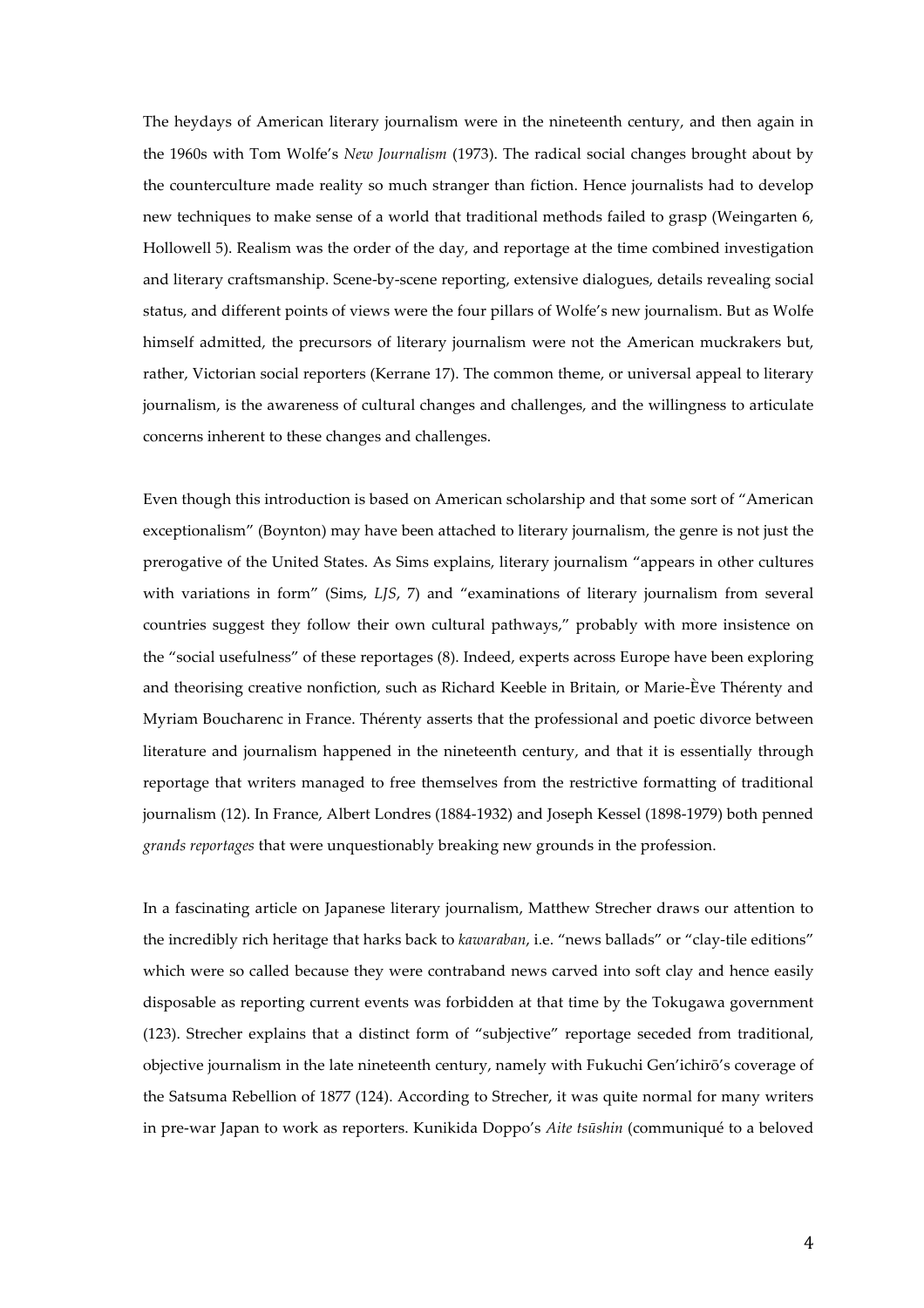The heydays of American literary journalism were in the nineteenth century, and then again in the 1960s with Tom Wolfe's *New Journalism* (1973). The radical social changes brought about by the counterculture made reality so much stranger than fiction. Hence journalists had to develop new techniques to make sense of a world that traditional methods failed to grasp (Weingarten 6, Hollowell 5). Realism was the order of the day, and reportage at the time combined investigation and literary craftsmanship. Scene-by-scene reporting, extensive dialogues, details revealing social status, and different points of views were the four pillars of Wolfe's new journalism. But as Wolfe himself admitted, the precursors of literary journalism were not the American muckrakers but, rather, Victorian social reporters (Kerrane 17). The common theme, or universal appeal to literary journalism, is the awareness of cultural changes and challenges, and the willingness to articulate concerns inherent to these changes and challenges.

Even though this introduction is based on American scholarship and that some sort of "American exceptionalism" (Boynton) may have been attached to literary journalism, the genre is not just the prerogative of the United States. As Sims explains, literary journalism "appears in other cultures with variations in form" (Sims, *LJS*, 7) and "examinations of literary journalism from several countries suggest they follow their own cultural pathways," probably with more insistence on the "social usefulness" of these reportages (8). Indeed, experts across Europe have been exploring and theorising creative nonfiction, such as Richard Keeble in Britain, or Marie-Ève Thérenty and Myriam Boucharenc in France. Thérenty asserts that the professional and poetic divorce between literature and journalism happened in the nineteenth century, and that it is essentially through reportage that writers managed to free themselves from the restrictive formatting of traditional journalism (12). In France, Albert Londres (1884-1932) and Joseph Kessel (1898-1979) both penned *grands reportages* that were unquestionably breaking new grounds in the profession.

In a fascinating article on Japanese literary journalism, Matthew Strecher draws our attention to the incredibly rich heritage that harks back to *kawaraban*, i.e. "news ballads" or "clay-tile editions" which were so called because they were contraband news carved into soft clay and hence easily disposable as reporting current events was forbidden at that time by the Tokugawa government (123). Strecher explains that a distinct form of "subjective" reportage seceded from traditional, objective journalism in the late nineteenth century, namely with Fukuchi Gen'ichirō's coverage of the Satsuma Rebellion of 1877 (124). According to Strecher, it was quite normal for many writers in pre-war Japan to work as reporters. Kunikida Doppo's *Aite tsūshin* (communiqué to a beloved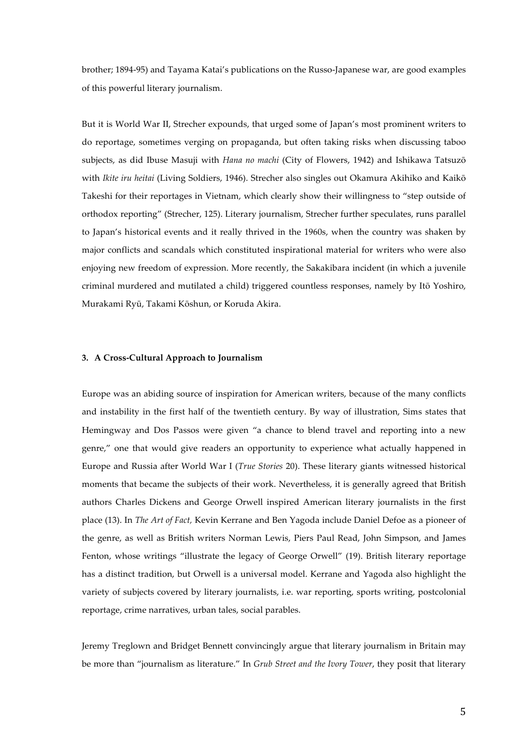brother; 1894-95) and Tayama Katai's publications on the Russo-Japanese war, are good examples of this powerful literary journalism.

But it is World War II, Strecher expounds, that urged some of Japan's most prominent writers to do reportage, sometimes verging on propaganda, but often taking risks when discussing taboo subjects, as did Ibuse Masuji with *Hana no machi* (City of Flowers, 1942) and Ishikawa Tatsuzō with *Ikite iru heitai* (Living Soldiers, 1946). Strecher also singles out Okamura Akihiko and Kaikō Takeshi for their reportages in Vietnam, which clearly show their willingness to "step outside of orthodox reporting" (Strecher, 125). Literary journalism, Strecher further speculates, runs parallel to Japan's historical events and it really thrived in the 1960s, when the country was shaken by major conflicts and scandals which constituted inspirational material for writers who were also enjoying new freedom of expression. More recently, the Sakakibara incident (in which a juvenile criminal murdered and mutilated a child) triggered countless responses, namely by Itō Yoshiro, Murakami Ryū, Takami Kōshun, or Koruda Akira.

### 3. A Cross-Cultural Approach to Journalism

Europe was an abiding source of inspiration for American writers, because of the many conflicts and instability in the first half of the twentieth century. By way of illustration, Sims states that Hemingway and Dos Passos were given "a chance to blend travel and reporting into a new genre," one that would give readers an opportunity to experience what actually happened in Europe and Russia after World War I (*True Stories* 20). These literary giants witnessed historical moments that became the subjects of their work. Nevertheless, it is generally agreed that British authors Charles Dickens and George Orwell inspired American literary journalists in the first place (13). In *The Art of Fact,* Kevin Kerrane and Ben Yagoda include Daniel Defoe as a pioneer of the genre, as well as British writers Norman Lewis, Piers Paul Read, John Simpson, and James Fenton, whose writings "illustrate the legacy of George Orwell" (19). British literary reportage has a distinct tradition, but Orwell is a universal model. Kerrane and Yagoda also highlight the variety of subjects covered by literary journalists, i.e. war reporting, sports writing, postcolonial reportage, crime narratives, urban tales, social parables.

Jeremy Treglown and Bridget Bennett convincingly argue that literary journalism in Britain may be more than "journalism as literature." In *Grub Street and the Ivory Tower*, they posit that literary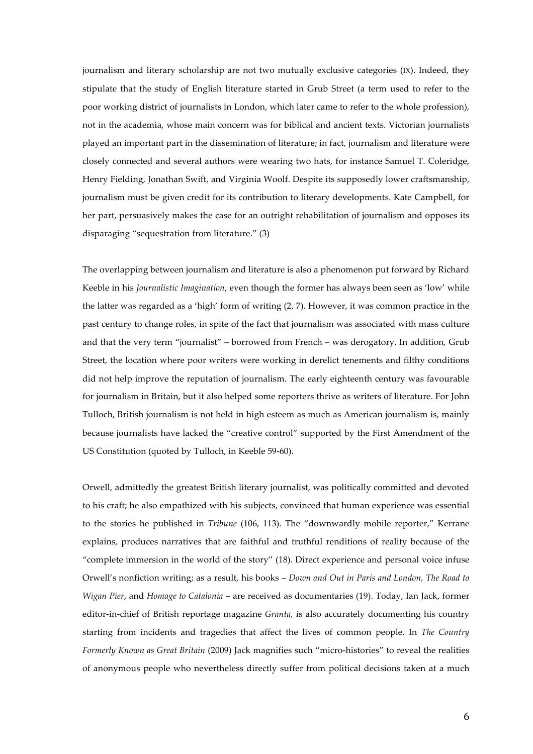journalism and literary scholarship are not two mutually exclusive categories (IX). Indeed, they stipulate that the study of English literature started in Grub Street (a term used to refer to the poor working district of journalists in London, which later came to refer to the whole profession), not in the academia, whose main concern was for biblical and ancient texts. Victorian journalists played an important part in the dissemination of literature; in fact, journalism and literature were closely connected and several authors were wearing two hats, for instance Samuel T. Coleridge, Henry Fielding, Jonathan Swift, and Virginia Woolf. Despite its supposedly lower craftsmanship, journalism must be given credit for its contribution to literary developments. Kate Campbell, for her part, persuasively makes the case for an outright rehabilitation of journalism and opposes its disparaging "sequestration from literature." (3)

The overlapping between journalism and literature is also a phenomenon put forward by Richard Keeble in his *Journalistic Imagination*, even though the former has always been seen as 'low' while the latter was regarded as a 'high' form of writing (2, 7). However, it was common practice in the past century to change roles, in spite of the fact that journalism was associated with mass culture and that the very term "journalist" – borrowed from French – was derogatory. In addition, Grub Street, the location where poor writers were working in derelict tenements and filthy conditions did not help improve the reputation of journalism. The early eighteenth century was favourable for journalism in Britain, but it also helped some reporters thrive as writers of literature. For John Tulloch, British journalism is not held in high esteem as much as American journalism is, mainly because journalists have lacked the "creative control" supported by the First Amendment of the US Constitution (quoted by Tulloch, in Keeble 59-60).

Orwell, admittedly the greatest British literary journalist, was politically committed and devoted to his craft; he also empathized with his subjects, convinced that human experience was essential to the stories he published in *Tribune* (106, 113). The "downwardly mobile reporter," Kerrane explains, produces narratives that are faithful and truthful renditions of reality because of the "complete immersion in the world of the story" (18). Direct experience and personal voice infuse Orwell's nonfiction writing; as a result, his books – *Down and Out in Paris and London, The Road to Wigan Pier*, and *Homage to Catalonia* – are received as documentaries (19). Today, Ian Jack, former editor-in-chief of British reportage magazine *Granta*, is also accurately documenting his country starting from incidents and tragedies that affect the lives of common people. In *The Country Formerly Known as Great Britain* (2009) Jack magnifies such "micro-histories" to reveal the realities of anonymous people who nevertheless directly suffer from political decisions taken at a much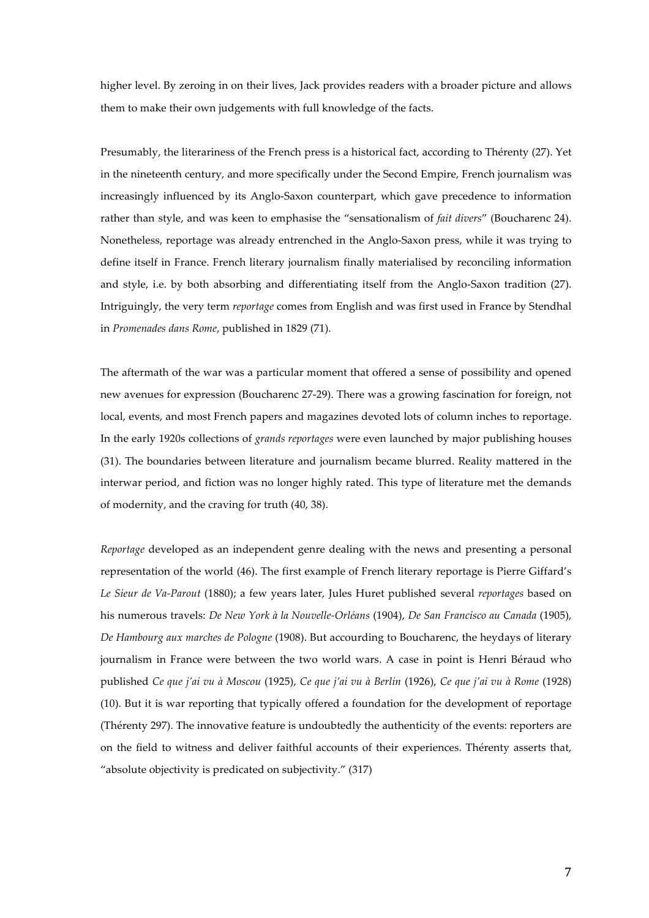higher level. By zeroing in on their lives, Jack provides readers with a broader picture and allows them to make their own judgements with full knowledge of the facts.

Presumably, the literariness of the French press is a historical fact, according to Thérenty (27). Yet in the nineteenth century, and more specifically under the Second Empire, French journalism was increasingly influenced by its Anglo-Saxon counterpart, which gave precedence to information rather than style, and was keen to emphasise the "sensationalism of *fait divers*" (Boucharenc 24). Nonetheless, reportage was already entrenched in the Anglo-Saxon press, while it was trying to define itself in France. French literary journalism finally materialised by reconciling information and style, i.e. by both absorbing and differentiating itself from the Anglo-Saxon tradition (27). Intriguingly, the very term *reportage* comes from English and was first used in France by Stendhal in *Promenades dans Rome*, published in 1829 (71).

The aftermath of the war was a particular moment that offered a sense of possibility and opened new avenues for expression (Boucharenc 27-29). There was a growing fascination for foreign, not local, events, and most French papers and magazines devoted lots of column inches to reportage. In the early 1920s collections of *grands reportages* were even launched by major publishing houses (31). The boundaries between literature and journalism became blurred. Reality mattered in the interwar period, and fiction was no longer highly rated. This type of literature met the demands of modernity, and the craving for truth (40, 38).

*Reportage* developed as an independent genre dealing with the news and presenting a personal representation of the world (46). The first example of French literary reportage is Pierre Giffard's *Le Sieur de Va-Parout* (1880); a few years later, Jules Huret published several *reportages* based on his numerous travels: *De New York à la Nouvelle-Orléans* (1904), *De San Francisco au Canada* (1905), *De Hambourg aux marches de Pologne* (1908). But accourding to Boucharenc, the heydays of literary journalism in France were between the two world wars. A case in point is Henri Béraud who published *Ce que j'ai vu à Moscou* (1925), *Ce que j'ai vu à Berlin* (1926), *Ce que j'ai vu à Rome* (1928) (10). But it is war reporting that typically offered a foundation for the development of reportage (Thérenty 297). The innovative feature is undoubtedly the authenticity of the events: reporters are on the field to witness and deliver faithful accounts of their experiences. Thérenty asserts that, "absolute objectivity is predicated on subjectivity." (317)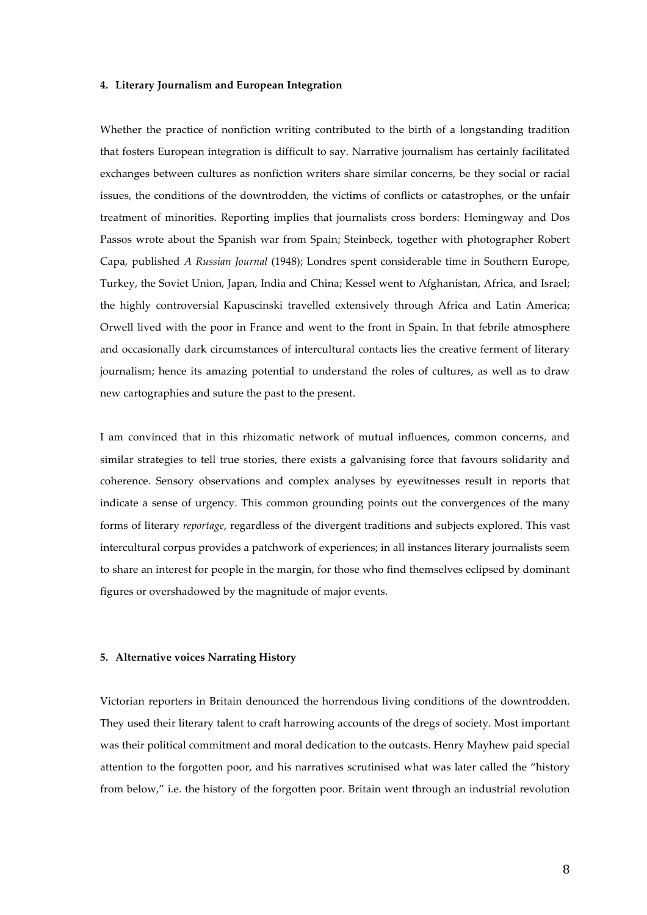#### 4. Literary Journalism and European Integration

Whether the practice of nonfiction writing contributed to the birth of a longstanding tradition that fosters European integration is difficult to say. Narrative journalism has certainly facilitated exchanges between cultures as nonfiction writers share similar concerns, be they social or racial issues, the conditions of the downtrodden, the victims of conflicts or catastrophes, or the unfair treatment of minorities. Reporting implies that journalists cross borders: Hemingway and Dos Passos wrote about the Spanish war from Spain; Steinbeck, together with photographer Robert Capa, published *A Russian Journal* (1948); Londres spent considerable time in Southern Europe, Turkey, the Soviet Union, Japan, India and China; Kessel went to Afghanistan, Africa, and Israel; the highly controversial Kapuscinski travelled extensively through Africa and Latin America; Orwell lived with the poor in France and went to the front in Spain. In that febrile atmosphere and occasionally dark circumstances of intercultural contacts lies the creative ferment of literary journalism; hence its amazing potential to understand the roles of cultures, as well as to draw new cartographies and suture the past to the present.

I am convinced that in this rhizomatic network of mutual influences, common concerns, and similar strategies to tell true stories, there exists a galvanising force that favours solidarity and coherence. Sensory observations and complex analyses by eyewitnesses result in reports that indicate a sense of urgency. This common grounding points out the convergences of the many forms of literary *reportage*, regardless of the divergent traditions and subjects explored. This vast intercultural corpus provides a patchwork of experiences; in all instances literary journalists seem to share an interest for people in the margin, for those who find themselves eclipsed by dominant figures or overshadowed by the magnitude of major events.

#### 5. Alternative voices Narrating History

Victorian reporters in Britain denounced the horrendous living conditions of the downtrodden. They used their literary talent to craft harrowing accounts of the dregs of society. Most important was their political commitment and moral dedication to the outcasts. Henry Mayhew paid special attention to the forgotten poor, and his narratives scrutinised what was later called the "history from below," i.e. the history of the forgotten poor. Britain went through an industrial revolution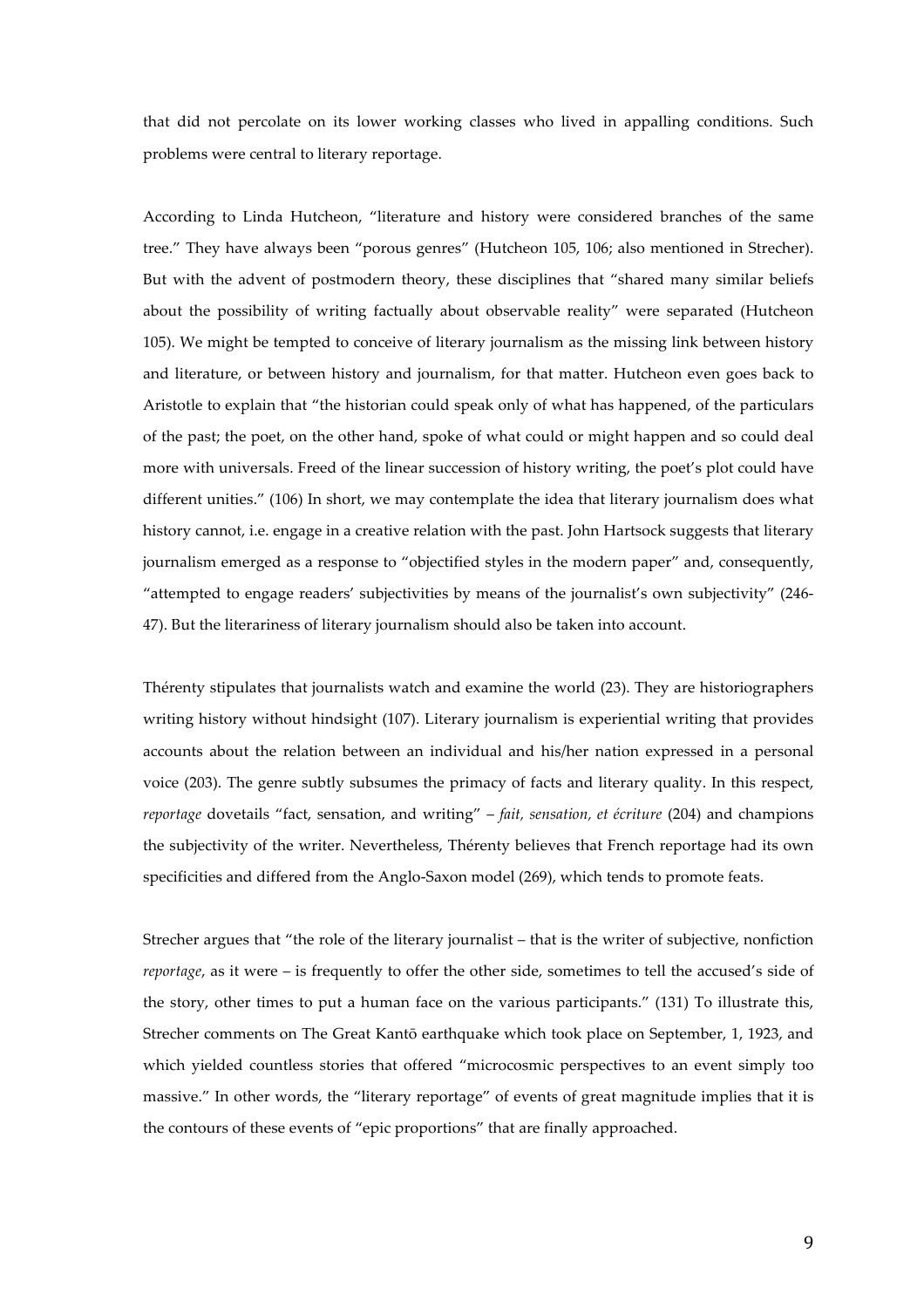that did not percolate on its lower working classes who lived in appalling conditions. Such problems were central to literary reportage.

According to Linda Hutcheon, "literature and history were considered branches of the same tree." They have always been "porous genres" (Hutcheon 105, 106; also mentioned in Strecher). But with the advent of postmodern theory, these disciplines that "shared many similar beliefs about the possibility of writing factually about observable reality" were separated (Hutcheon 105). We might be tempted to conceive of literary journalism as the missing link between history and literature, or between history and journalism, for that matter. Hutcheon even goes back to Aristotle to explain that "the historian could speak only of what has happened, of the particulars of the past; the poet, on the other hand, spoke of what could or might happen and so could deal more with universals. Freed of the linear succession of history writing, the poet's plot could have different unities." (106) In short, we may contemplate the idea that literary journalism does what history cannot, i.e. engage in a creative relation with the past. John Hartsock suggests that literary journalism emerged as a response to "objectified styles in the modern paper" and, consequently, "attempted to engage readers' subjectivities by means of the journalist's own subjectivity" (246-47). But the literariness of literary journalism should also be taken into account.

Thérenty stipulates that journalists watch and examine the world (23). They are historiographers writing history without hindsight (107). Literary journalism is experiential writing that provides accounts about the relation between an individual and his/her nation expressed in a personal voice (203). The genre subtly subsumes the primacy of facts and literary quality. In this respect, *reportage* dovetails "fact, sensation, and writing" – *fait, sensation, et écriture* (204) and champions the subjectivity of the writer. Nevertheless, Thérenty believes that French reportage had its own specificities and differed from the Anglo-Saxon model (269), which tends to promote feats.

Strecher argues that "the role of the literary journalist – that is the writer of subjective, nonfiction *reportage*, as it were – is frequently to offer the other side, sometimes to tell the accused's side of the story, other times to put a human face on the various participants." (131) To illustrate this, Strecher comments on The Great Kantō earthquake which took place on September, 1, 1923, and which yielded countless stories that offered "microcosmic perspectives to an event simply too massive." In other words, the "literary reportage" of events of great magnitude implies that it is the contours of these events of "epic proportions" that are finally approached.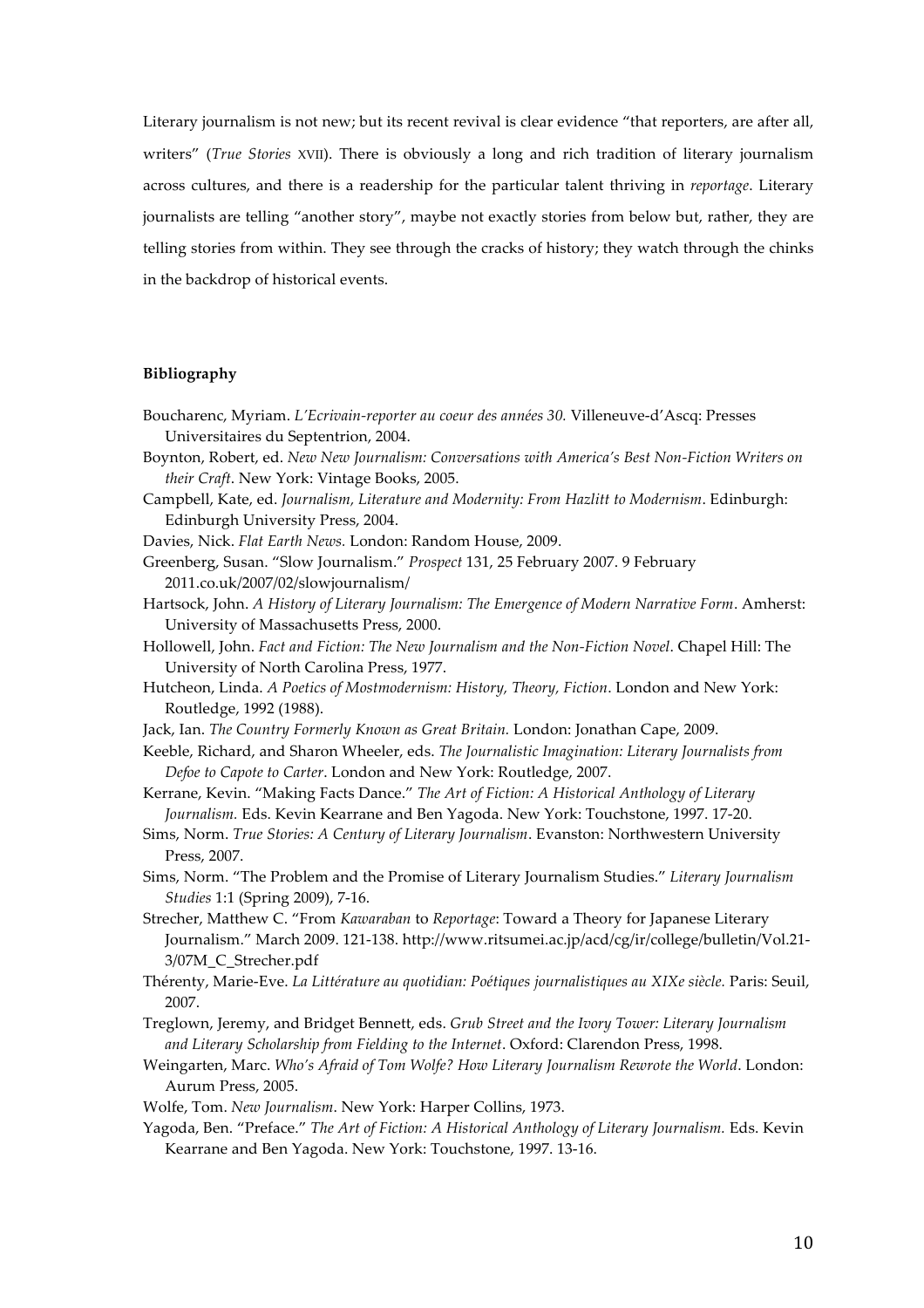Literary journalism is not new; but its recent revival is clear evidence "that reporters, are after all, writers" (*True Stories* XVII). There is obviously a long and rich tradition of literary journalism across cultures, and there is a readership for the particular talent thriving in *reportage*. Literary journalists are telling "another story", maybe not exactly stories from below but, rather, they are telling stories from within. They see through the cracks of history; they watch through the chinks in the backdrop of historical events.

**Bibliography**

Boucharenc, Myriam. *L'Ecrivain-reporter au coeur des années 30.* Villeneuve-d'Ascq: Presses Universitaires du Septentrion, 2004.

Boynton, Robert, ed. *New New Journalism: Conversations with America's Best Non-Fiction Writers on their Craft*. New York: Vintage Books, 2005.

Campbell, Kate, ed. *Journalism, Literature and Modernity: From Hazlitt to Modernism*. Edinburgh: Edinburgh University Press, 2004.

Davies, Nick. *Flat Earth News*. London: Random House, 2009.

Greenberg, Susan. "Slow Journalism." *Prospect* 131, 25 February 2007. 9 February 2011.co.uk/2007/02/slowjournalism/

Hartsock, John. *A History of Literary Journalism: The Emergence of Modern Narrative Form*. Amherst: University of Massachusetts Press, 2000.

Hollowell, John. *Fact and Fiction: The New Journalism and the Non-Fiction Novel*. Chapel Hill: The University of North Carolina Press, 1977.

Hutcheon, Linda. *A Poetics of Mostmodernism: History, Theory, Fiction*. London and New York: Routledge, 1992 (1988).

Jack, Ian. *The Country Formerly Known as Great Britain.* London: Jonathan Cape, 2009.

Keeble, Richard, and Sharon Wheeler, eds. *The Journalistic Imagination: Literary Journalists from Defoe to Capote to Carter*. London and New York: Routledge, 2007.

Kerrane, Kevin. "Making Facts Dance." *The Art of Fiction: A Historical Anthology of Literary Journalism.* Eds. Kevin Kearrane and Ben Yagoda. New York: Touchstone, 1997. 17-20.

Sims, Norm. *True Stories: A Century of Literary Journalism*. Evanston: Northwestern University Press, 2007.

Sims, Norm. "The Problem and the Promise of Literary Journalism Studies." *Literary Journalism Studies* 1:1 (Spring 2009), 7-16.

Strecher, Matthew C. "From *Kawaraban* to *Reportage*: Toward a Theory for Japanese Literary Journalism." March 2009. 121-138. http://www.ritsumei.ac.jp/acd/cg/ir/college/bulletin/Vol.21-3/07M_C_Strecher.pdf

Thérenty, Marie-Eve. *La Littérature au quotidian: Poétiques journalistiques au XIXe siècle.* Paris: Seuil, 2007.

Treglown, Jeremy, and Bridget Bennett, eds. *Grub Street and the Ivory Tower: Literary Journalism and Literary Scholarship from Fielding to the Internet*. Oxford: Clarendon Press, 1998.

Weingarten, Marc. *Who's Afraid of Tom Wolfe? How Literary Journalism Rewrote the World*. London: Aurum Press, 2005.

Wolfe, Tom. *New Journalism*. New York: Harper Collins, 1973.

Yagoda, Ben. "Preface." *The Art of Fiction: A Historical Anthology of Literary Journalism.* Eds. Kevin Kearrane and Ben Yagoda. New York: Touchstone, 1997. 13-16.